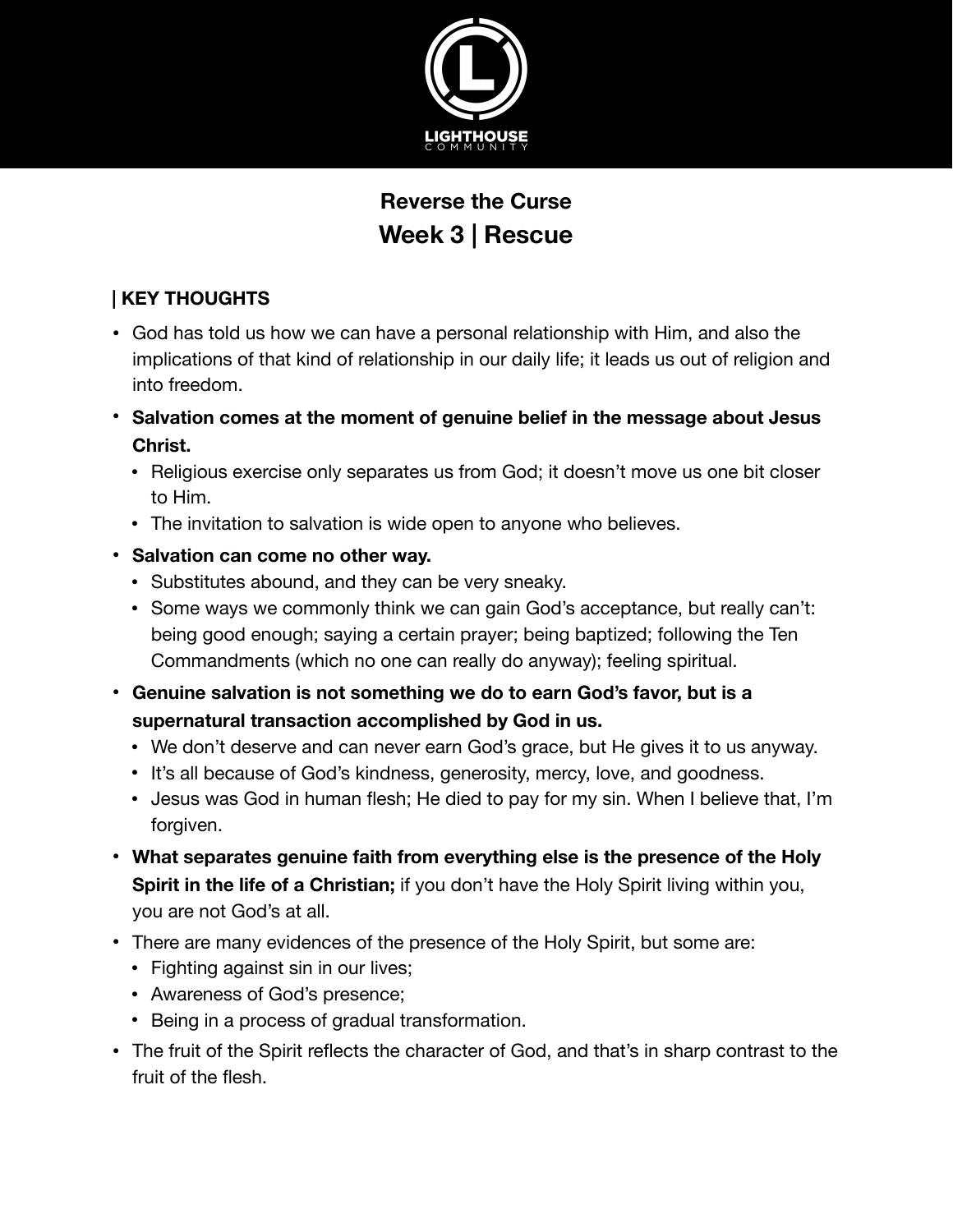LIGHTHOUSE COMMUNITY

# Reverse the Curse

## Week 3 | Rescue

### | KEY THOUGHTS

- God has told us how we can have a personal relationship with Him, and also the implications of that kind of relationship in our daily life; it leads us out of religion and into freedom.
- **Salvation comes at the moment of genuine belief in the message about Jesus Christ.**
  - Religious exercise only separates us from God; it doesn't move us one bit closer to Him.
  - The invitation to salvation is wide open to anyone who believes.
- **Salvation can come no other way.**
  - Substitutes abound, and they can be very sneaky.
  - Some ways we commonly think we can gain God's acceptance, but really can't: being good enough; saying a certain prayer; being baptized; following the Ten Commandments (which no one can really do anyway); feeling spiritual.
- **Genuine salvation is not something we do to earn God's favor, but is a supernatural transaction accomplished by God in us.**
  - We don't deserve and can never earn God's grace, but He gives it to us anyway.
  - It's all because of God's kindness, generosity, mercy, love, and goodness.
  - Jesus was God in human flesh; He died to pay for my sin. When I believe that, I'm forgiven.
- **What separates genuine faith from everything else is the presence of the Holy Spirit in the life of a Christian;** if you don't have the Holy Spirit living within you, you are not God's at all.
- There are many evidences of the presence of the Holy Spirit, but some are:
  - Fighting against sin in our lives;
  - Awareness of God's presence;
  - Being in a process of gradual transformation.
- The fruit of the Spirit reflects the character of God, and that's in sharp contrast to the fruit of the flesh.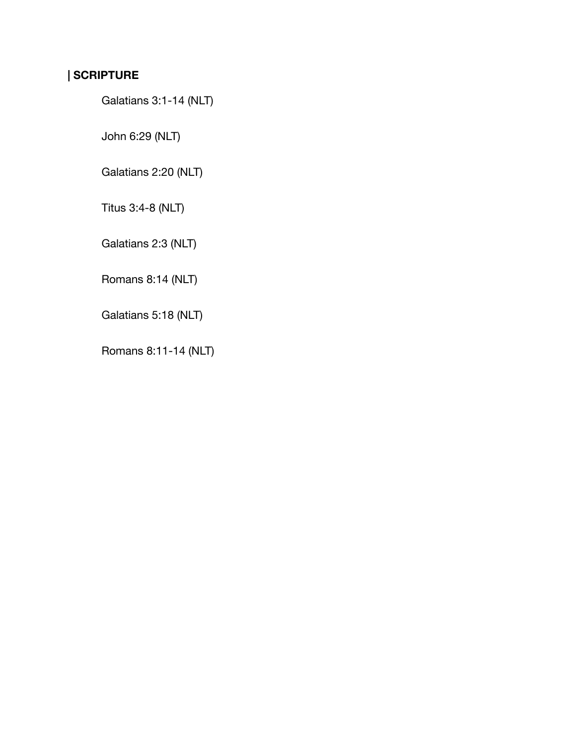## | SCRIPTURE

Galatians 3:1-14 (NLT)

John 6:29 (NLT)

Galatians 2:20 (NLT)

Titus 3:4-8 (NLT)

Galatians 2:3 (NLT)

Romans 8:14 (NLT)

Galatians 5:18 (NLT)

Romans 8:11-14 (NLT)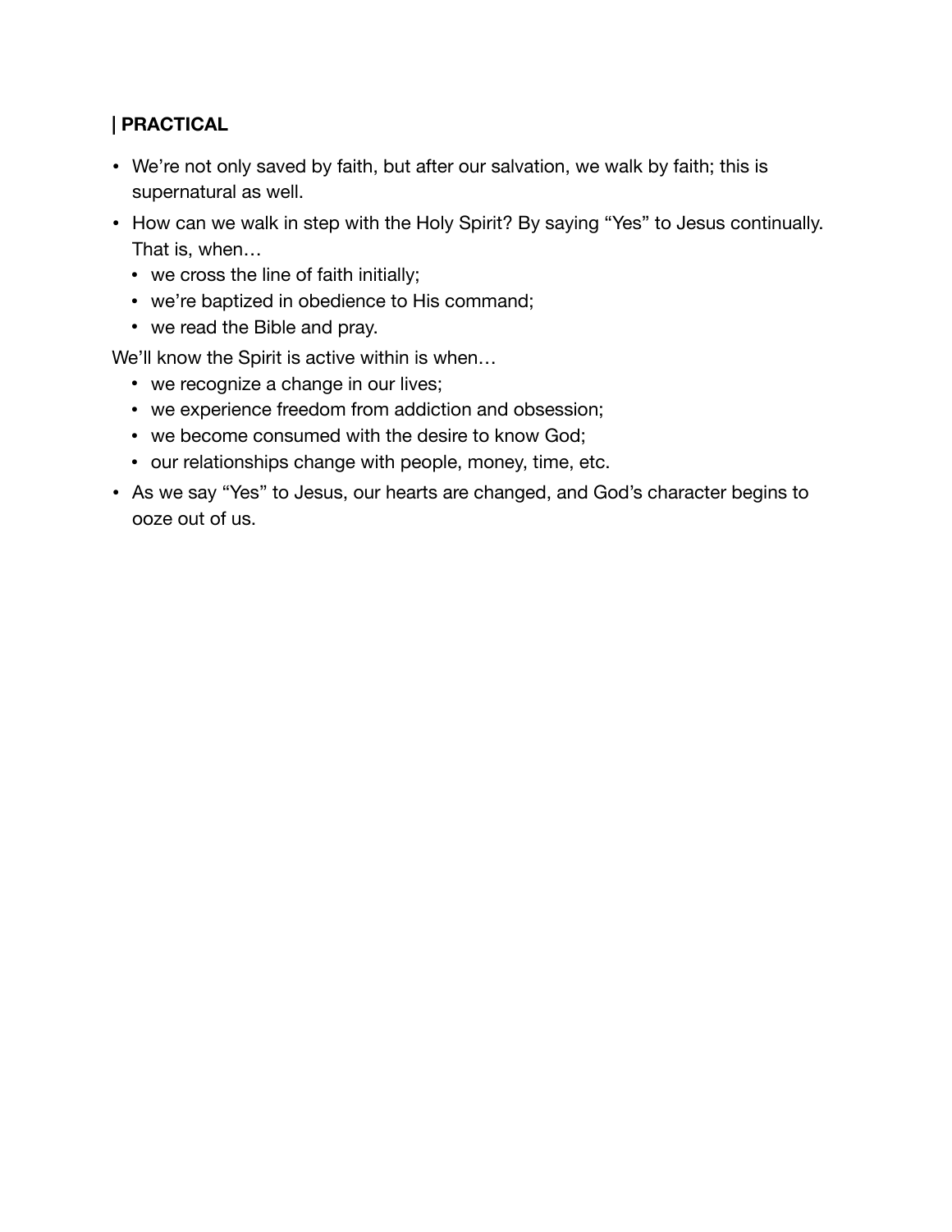### | PRACTICAL

- We're not only saved by faith, but after our salvation, we walk by faith; this is supernatural as well.
- How can we walk in step with the Holy Spirit? By saying "Yes" to Jesus continually. That is, when…
  - we cross the line of faith initially;
  - we're baptized in obedience to His command;
  - we read the Bible and pray.

We'll know the Spirit is active within is when…

  - we recognize a change in our lives;
  - we experience freedom from addiction and obsession;
  - we become consumed with the desire to know God;
  - our relationships change with people, money, time, etc.
- As we say "Yes" to Jesus, our hearts are changed, and God's character begins to ooze out of us.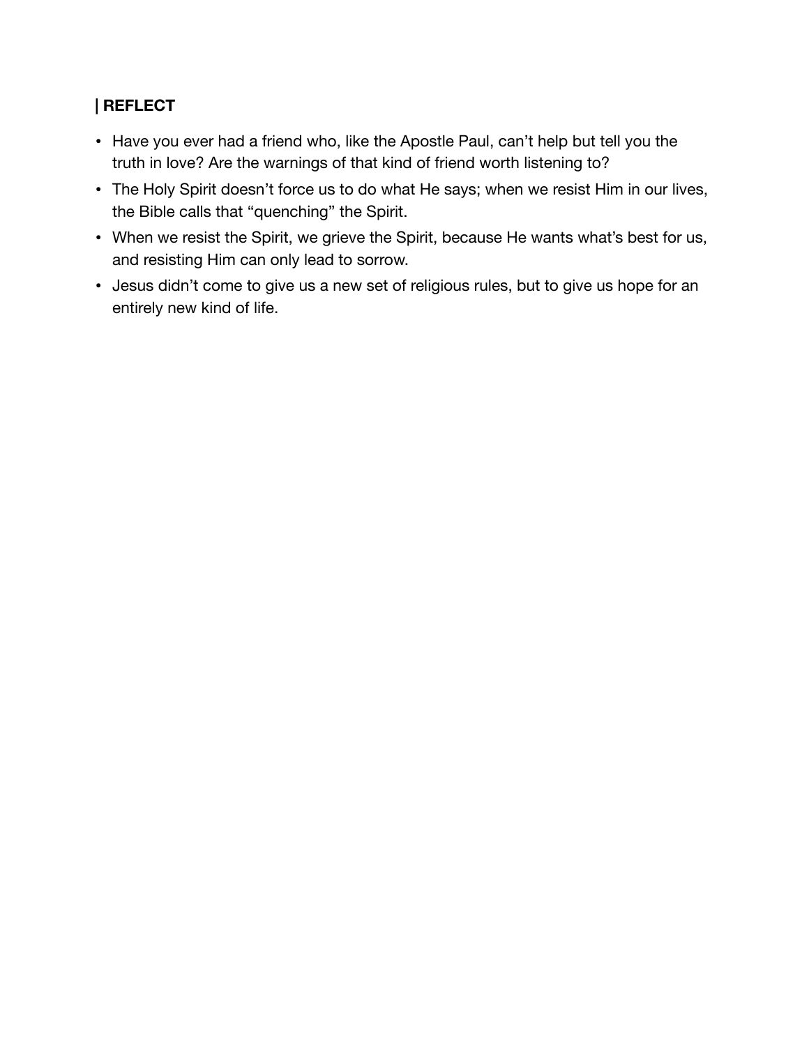**| REFLECT**

- Have you ever had a friend who, like the Apostle Paul, can't help but tell you the truth in love? Are the warnings of that kind of friend worth listening to?
- The Holy Spirit doesn't force us to do what He says; when we resist Him in our lives, the Bible calls that "quenching" the Spirit.
- When we resist the Spirit, we grieve the Spirit, because He wants what's best for us, and resisting Him can only lead to sorrow.
- Jesus didn't come to give us a new set of religious rules, but to give us hope for an entirely new kind of life.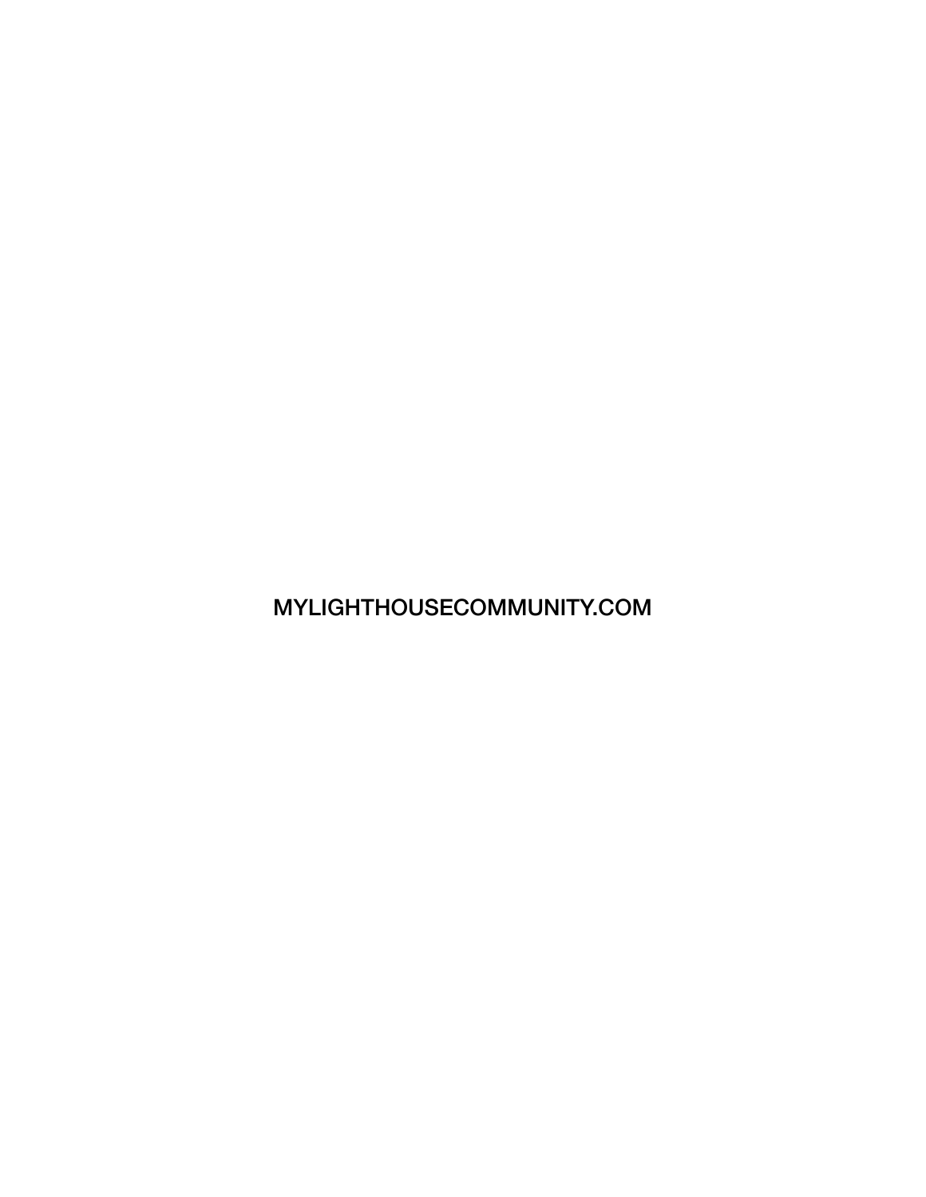MYLIGHTHOUSECOMMUNITY.COM